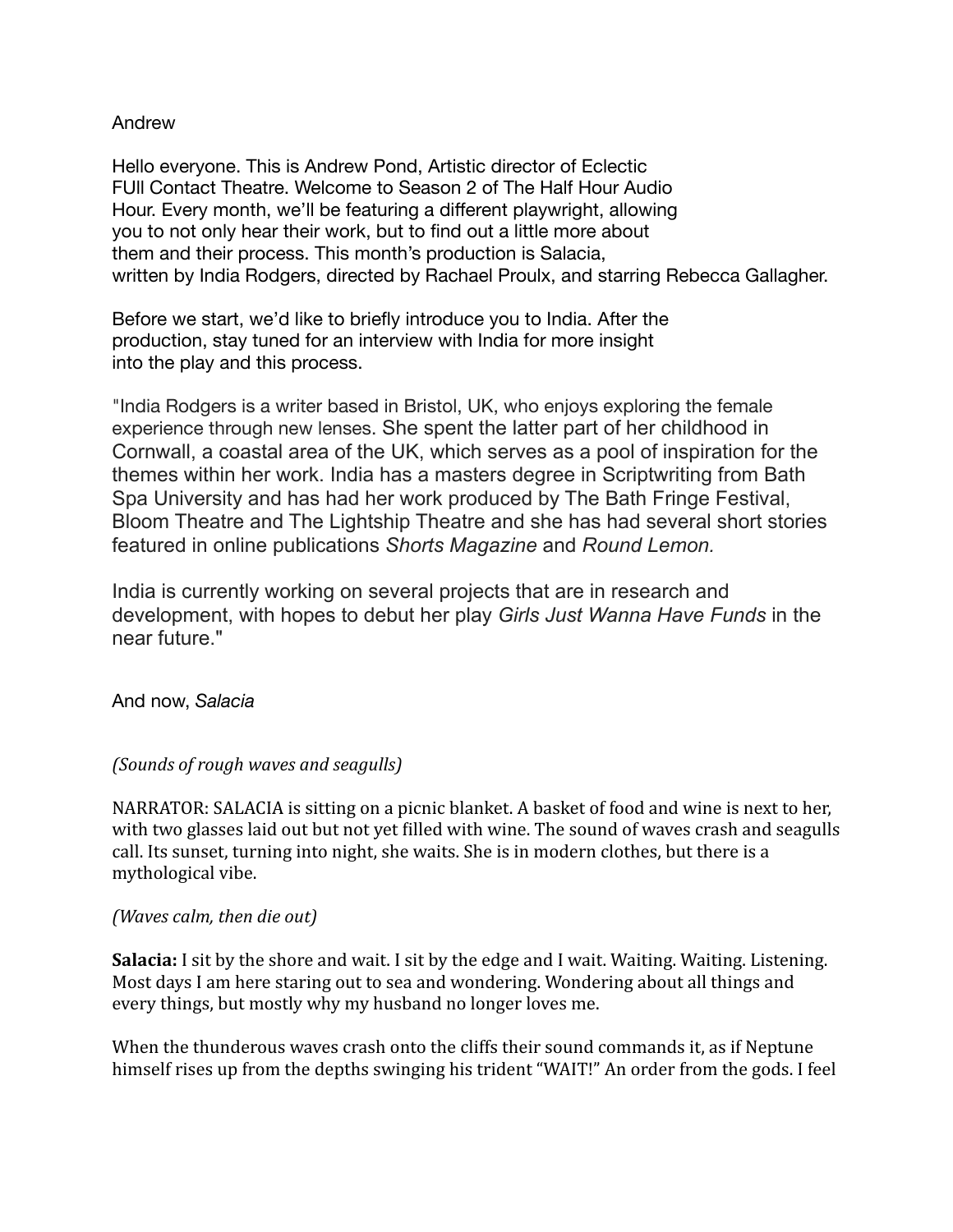Andrew

Hello everyone. This is Andrew Pond, Artistic director of Eclectic FUll Contact Theatre. Welcome to Season 2 of The Half Hour Audio Hour. Every month, we'll be featuring a different playwright, allowing you to not only hear their work, but to find out a little more about them and their process. This month's production is Salacia, written by India Rodgers, directed by Rachael Proulx, and starring Rebecca Gallagher.

Before we start, we'd like to briefly introduce you to India. After the production, stay tuned for an interview with India for more insight into the play and this process.

"India Rodgers is a writer based in Bristol, UK, who enjoys exploring the female experience through new lenses. She spent the latter part of her childhood in Cornwall, a coastal area of the UK, which serves as a pool of inspiration for the themes within her work. India has a masters degree in Scriptwriting from Bath Spa University and has had her work produced by The Bath Fringe Festival, Bloom Theatre and The Lightship Theatre and she has had several short stories featured in online publications *Shorts Magazine* and *Round Lemon.*

India is currently working on several projects that are in research and development, with hopes to debut her play *Girls Just Wanna Have Funds* in the near future."

And now, *Salacia*

*(Sounds of rough waves and seagulls)*

NARRATOR: SALACIA is sitting on a picnic blanket. A basket of food and wine is next to her, with two glasses laid out but not yet filled with wine. The sound of waves crash and seagulls call. Its sunset, turning into night, she waits. She is in modern clothes, but there is a mythological vibe.

*(Waves calm, then die out)*

**Salacia:** I sit by the shore and wait. I sit by the edge and I wait. Waiting. Waiting. Listening. Most days I am here staring out to sea and wondering. Wondering about all things and every things, but mostly why my husband no longer loves me.

When the thunderous waves crash onto the cliffs their sound commands it, as if Neptune himself rises up from the depths swinging his trident "WAIT!" An order from the gods. I feel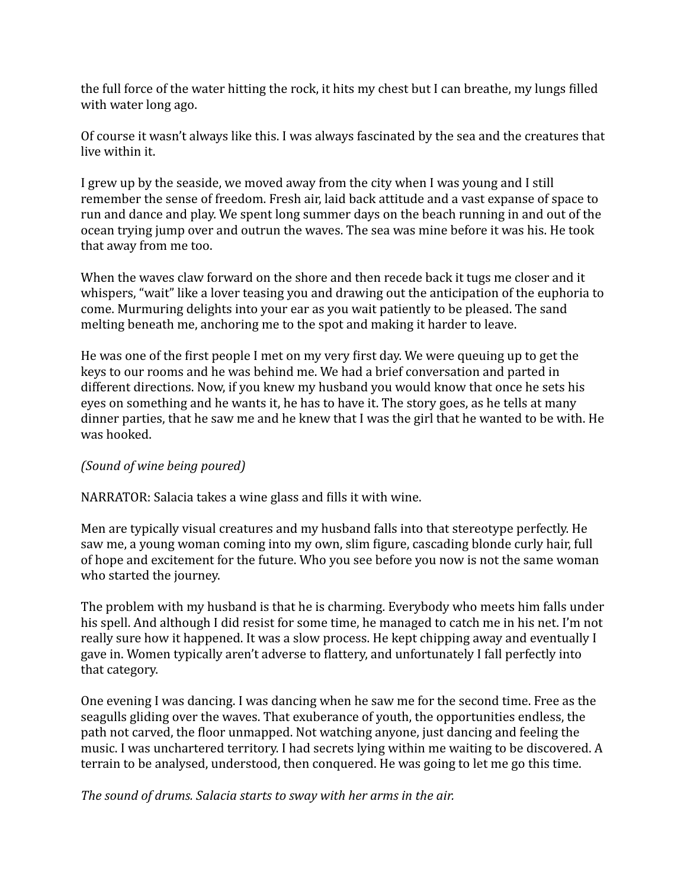the full force of the water hitting the rock, it hits my chest but I can breathe, my lungs filled with water long ago.

Of course it wasn't always like this. I was always fascinated by the sea and the creatures that live within it.

I grew up by the seaside, we moved away from the city when I was young and I still remember the sense of freedom. Fresh air, laid back attitude and a vast expanse of space to run and dance and play. We spent long summer days on the beach running in and out of the ocean trying jump over and outrun the waves. The sea was mine before it was his. He took that away from me too.

When the waves claw forward on the shore and then recede back it tugs me closer and it whispers, "wait" like a lover teasing you and drawing out the anticipation of the euphoria to come. Murmuring delights into your ear as you wait patiently to be pleased. The sand melting beneath me, anchoring me to the spot and making it harder to leave.

He was one of the first people I met on my very first day. We were queuing up to get the keys to our rooms and he was behind me. We had a brief conversation and parted in different directions. Now, if you knew my husband you would know that once he sets his eyes on something and he wants it, he has to have it. The story goes, as he tells at many dinner parties, that he saw me and he knew that I was the girl that he wanted to be with. He was hooked.

*(Sound of wine being poured)*

NARRATOR: Salacia takes a wine glass and fills it with wine.

Men are typically visual creatures and my husband falls into that stereotype perfectly. He saw me, a young woman coming into my own, slim figure, cascading blonde curly hair, full of hope and excitement for the future. Who you see before you now is not the same woman who started the journey.

The problem with my husband is that he is charming. Everybody who meets him falls under his spell. And although I did resist for some time, he managed to catch me in his net. I'm not really sure how it happened. It was a slow process. He kept chipping away and eventually I gave in. Women typically aren't adverse to flattery, and unfortunately I fall perfectly into that category.

One evening I was dancing. I was dancing when he saw me for the second time. Free as the seagulls gliding over the waves. That exuberance of youth, the opportunities endless, the path not carved, the floor unmapped. Not watching anyone, just dancing and feeling the music. I was unchartered territory. I had secrets lying within me waiting to be discovered. A terrain to be analysed, understood, then conquered. He was going to let me go this time.

*The sound of drums. Salacia starts to sway with her arms in the air.*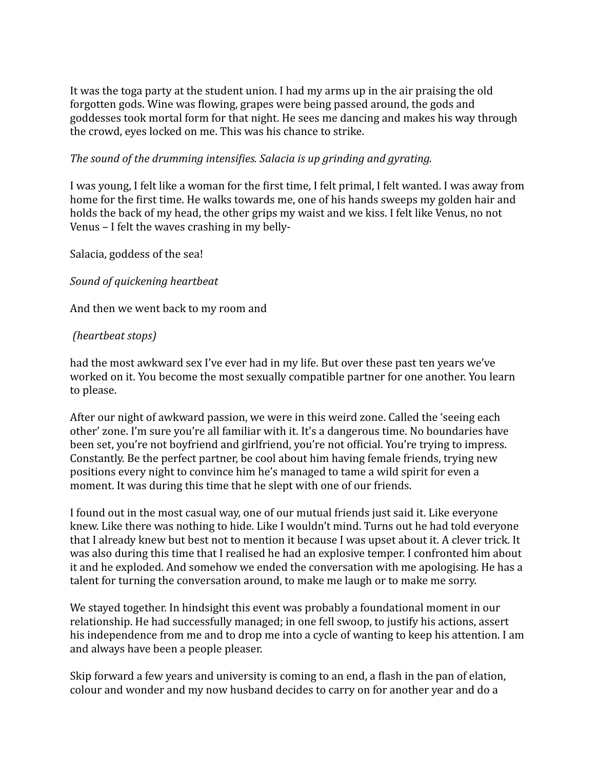It was the toga party at the student union. I had my arms up in the air praising the old forgotten gods. Wine was flowing, grapes were being passed around, the gods and goddesses took mortal form for that night. He sees me dancing and makes his way through the crowd, eyes locked on me. This was his chance to strike.

*The sound of the drumming intensifies. Salacia is up grinding and gyrating.*

I was young, I felt like a woman for the first time, I felt primal, I felt wanted. I was away from home for the first time. He walks towards me, one of his hands sweeps my golden hair and holds the back of my head, the other grips my waist and we kiss. I felt like Venus, no not Venus – I felt the waves crashing in my belly-

Salacia, goddess of the sea!

*Sound of quickening heartbeat*

And then we went back to my room and

*(heartbeat stops)*

had the most awkward sex I've ever had in my life. But over these past ten years we've worked on it. You become the most sexually compatible partner for one another. You learn to please.

After our night of awkward passion, we were in this weird zone. Called the 'seeing each other' zone. I'm sure you're all familiar with it. It's a dangerous time. No boundaries have been set, you're not boyfriend and girlfriend, you're not official. You're trying to impress. Constantly. Be the perfect partner, be cool about him having female friends, trying new positions every night to convince him he's managed to tame a wild spirit for even a moment. It was during this time that he slept with one of our friends.

I found out in the most casual way, one of our mutual friends just said it. Like everyone knew. Like there was nothing to hide. Like I wouldn't mind. Turns out he had told everyone that I already knew but best not to mention it because I was upset about it. A clever trick. It was also during this time that I realised he had an explosive temper. I confronted him about it and he exploded. And somehow we ended the conversation with me apologising. He has a talent for turning the conversation around, to make me laugh or to make me sorry.

We stayed together. In hindsight this event was probably a foundational moment in our relationship. He had successfully managed; in one fell swoop, to justify his actions, assert his independence from me and to drop me into a cycle of wanting to keep his attention. I am and always have been a people pleaser.

Skip forward a few years and university is coming to an end, a flash in the pan of elation, colour and wonder and my now husband decides to carry on for another year and do a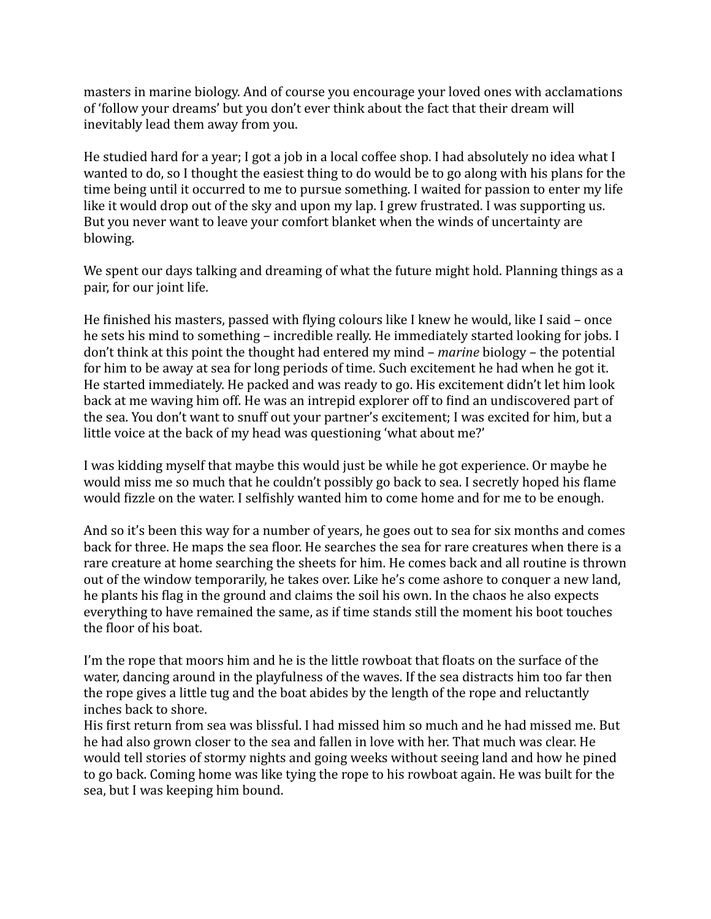masters in marine biology. And of course you encourage your loved ones with acclamations of 'follow your dreams' but you don't ever think about the fact that their dream will inevitably lead them away from you.

He studied hard for a year; I got a job in a local coffee shop. I had absolutely no idea what I wanted to do, so I thought the easiest thing to do would be to go along with his plans for the time being until it occurred to me to pursue something. I waited for passion to enter my life like it would drop out of the sky and upon my lap. I grew frustrated. I was supporting us. But you never want to leave your comfort blanket when the winds of uncertainty are blowing.

We spent our days talking and dreaming of what the future might hold. Planning things as a pair, for our joint life.

He finished his masters, passed with flying colours like I knew he would, like I said – once he sets his mind to something – incredible really. He immediately started looking for jobs. I don't think at this point the thought had entered my mind – *marine* biology – the potential for him to be away at sea for long periods of time. Such excitement he had when he got it. He started immediately. He packed and was ready to go. His excitement didn't let him look back at me waving him off. He was an intrepid explorer off to find an undiscovered part of the sea. You don't want to snuff out your partner's excitement; I was excited for him, but a little voice at the back of my head was questioning 'what about me?'

I was kidding myself that maybe this would just be while he got experience. Or maybe he would miss me so much that he couldn't possibly go back to sea. I secretly hoped his flame would fizzle on the water. I selfishly wanted him to come home and for me to be enough.

And so it's been this way for a number of years, he goes out to sea for six months and comes back for three. He maps the sea floor. He searches the sea for rare creatures when there is a rare creature at home searching the sheets for him. He comes back and all routine is thrown out of the window temporarily, he takes over. Like he's come ashore to conquer a new land, he plants his flag in the ground and claims the soil his own. In the chaos he also expects everything to have remained the same, as if time stands still the moment his boot touches the floor of his boat.

I'm the rope that moors him and he is the little rowboat that floats on the surface of the water, dancing around in the playfulness of the waves. If the sea distracts him too far then the rope gives a little tug and the boat abides by the length of the rope and reluctantly inches back to shore.
His first return from sea was blissful. I had missed him so much and he had missed me. But he had also grown closer to the sea and fallen in love with her. That much was clear. He would tell stories of stormy nights and going weeks without seeing land and how he pined to go back. Coming home was like tying the rope to his rowboat again. He was built for the sea, but I was keeping him bound.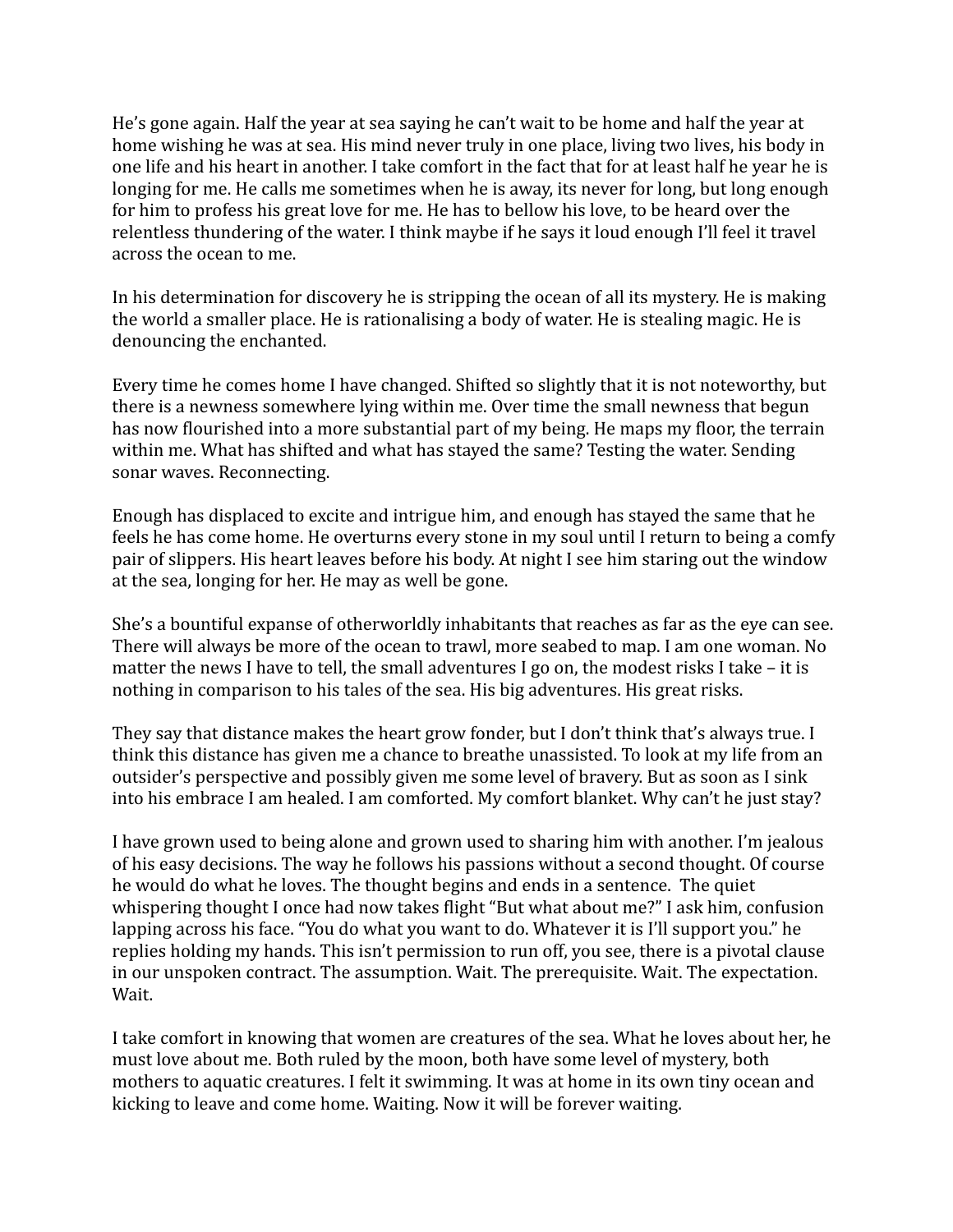He's gone again. Half the year at sea saying he can't wait to be home and half the year at home wishing he was at sea. His mind never truly in one place, living two lives, his body in one life and his heart in another. I take comfort in the fact that for at least half he year he is longing for me. He calls me sometimes when he is away, its never for long, but long enough for him to profess his great love for me. He has to bellow his love, to be heard over the relentless thundering of the water. I think maybe if he says it loud enough I'll feel it travel across the ocean to me.

In his determination for discovery he is stripping the ocean of all its mystery. He is making the world a smaller place. He is rationalising a body of water. He is stealing magic. He is denouncing the enchanted.

Every time he comes home I have changed. Shifted so slightly that it is not noteworthy, but there is a newness somewhere lying within me. Over time the small newness that begun has now flourished into a more substantial part of my being. He maps my floor, the terrain within me. What has shifted and what has stayed the same? Testing the water. Sending sonar waves. Reconnecting.

Enough has displaced to excite and intrigue him, and enough has stayed the same that he feels he has come home. He overturns every stone in my soul until I return to being a comfy pair of slippers. His heart leaves before his body. At night I see him staring out the window at the sea, longing for her. He may as well be gone.

She's a bountiful expanse of otherworldly inhabitants that reaches as far as the eye can see. There will always be more of the ocean to trawl, more seabed to map. I am one woman. No matter the news I have to tell, the small adventures I go on, the modest risks I take – it is nothing in comparison to his tales of the sea. His big adventures. His great risks.

They say that distance makes the heart grow fonder, but I don't think that's always true. I think this distance has given me a chance to breathe unassisted. To look at my life from an outsider's perspective and possibly given me some level of bravery. But as soon as I sink into his embrace I am healed. I am comforted. My comfort blanket. Why can't he just stay?

I have grown used to being alone and grown used to sharing him with another. I'm jealous of his easy decisions. The way he follows his passions without a second thought. Of course he would do what he loves. The thought begins and ends in a sentence. The quiet whispering thought I once had now takes flight "But what about me?" I ask him, confusion lapping across his face. "You do what you want to do. Whatever it is I'll support you." he replies holding my hands. This isn't permission to run off, you see, there is a pivotal clause in our unspoken contract. The assumption. Wait. The prerequisite. Wait. The expectation. Wait.

I take comfort in knowing that women are creatures of the sea. What he loves about her, he must love about me. Both ruled by the moon, both have some level of mystery, both mothers to aquatic creatures. I felt it swimming. It was at home in its own tiny ocean and kicking to leave and come home. Waiting. Now it will be forever waiting.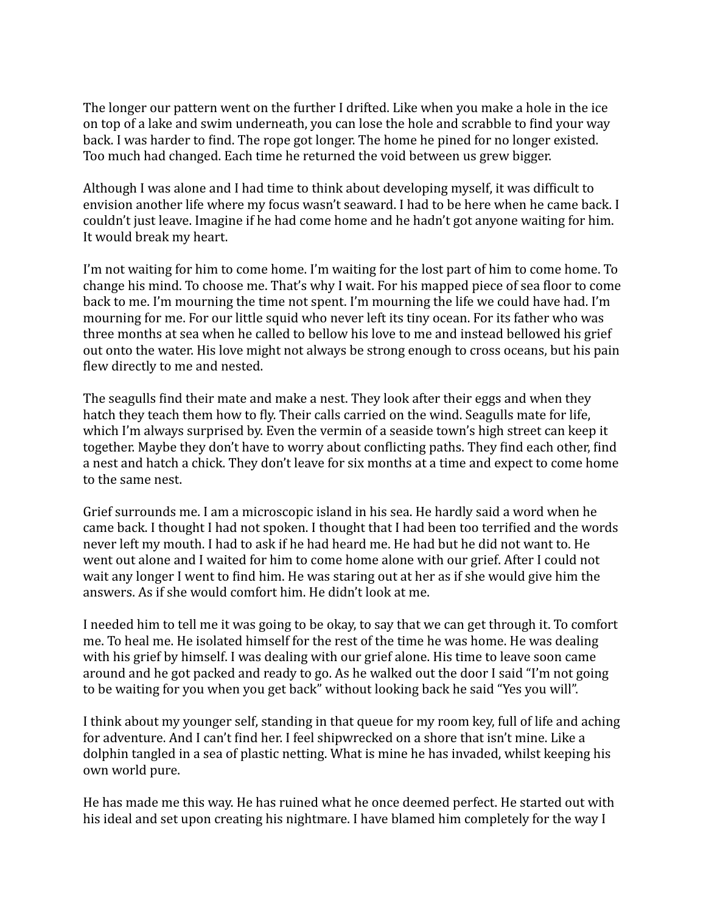The longer our pattern went on the further I drifted. Like when you make a hole in the ice on top of a lake and swim underneath, you can lose the hole and scrabble to find your way back. I was harder to find. The rope got longer. The home he pined for no longer existed. Too much had changed. Each time he returned the void between us grew bigger.

Although I was alone and I had time to think about developing myself, it was difficult to envision another life where my focus wasn't seaward. I had to be here when he came back. I couldn't just leave. Imagine if he had come home and he hadn't got anyone waiting for him. It would break my heart.

I'm not waiting for him to come home. I'm waiting for the lost part of him to come home. To change his mind. To choose me. That's why I wait. For his mapped piece of sea floor to come back to me. I'm mourning the time not spent. I'm mourning the life we could have had. I'm mourning for me. For our little squid who never left its tiny ocean. For its father who was three months at sea when he called to bellow his love to me and instead bellowed his grief out onto the water. His love might not always be strong enough to cross oceans, but his pain flew directly to me and nested.

The seagulls find their mate and make a nest. They look after their eggs and when they hatch they teach them how to fly. Their calls carried on the wind. Seagulls mate for life, which I'm always surprised by. Even the vermin of a seaside town's high street can keep it together. Maybe they don't have to worry about conflicting paths. They find each other, find a nest and hatch a chick. They don't leave for six months at a time and expect to come home to the same nest.

Grief surrounds me. I am a microscopic island in his sea. He hardly said a word when he came back. I thought I had not spoken. I thought that I had been too terrified and the words never left my mouth. I had to ask if he had heard me. He had but he did not want to. He went out alone and I waited for him to come home alone with our grief. After I could not wait any longer I went to find him. He was staring out at her as if she would give him the answers. As if she would comfort him. He didn't look at me.

I needed him to tell me it was going to be okay, to say that we can get through it. To comfort me. To heal me. He isolated himself for the rest of the time he was home. He was dealing with his grief by himself. I was dealing with our grief alone. His time to leave soon came around and he got packed and ready to go. As he walked out the door I said "I'm not going to be waiting for you when you get back" without looking back he said "Yes you will".

I think about my younger self, standing in that queue for my room key, full of life and aching for adventure. And I can't find her. I feel shipwrecked on a shore that isn't mine. Like a dolphin tangled in a sea of plastic netting. What is mine he has invaded, whilst keeping his own world pure.

He has made me this way. He has ruined what he once deemed perfect. He started out with his ideal and set upon creating his nightmare. I have blamed him completely for the way I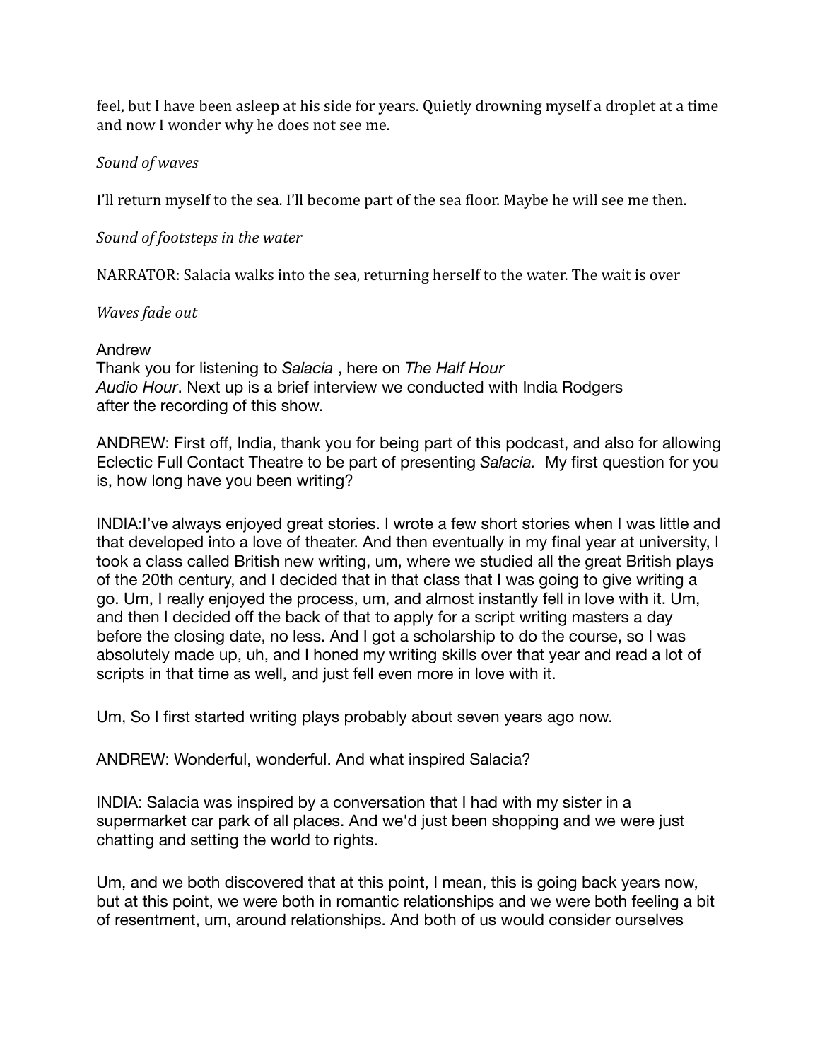feel, but I have been asleep at his side for years. Quietly drowning myself a droplet at a time and now I wonder why he does not see me.

*Sound of waves*

I'll return myself to the sea. I'll become part of the sea floor. Maybe he will see me then.

*Sound of footsteps in the water*

NARRATOR: Salacia walks into the sea, returning herself to the water. The wait is over

*Waves fade out*

Andrew
Thank you for listening to *Salacia* , here on *The Half Hour Audio Hour*. Next up is a brief interview we conducted with India Rodgers after the recording of this show.

ANDREW: First off, India, thank you for being part of this podcast, and also for allowing Eclectic Full Contact Theatre to be part of presenting *Salacia.* My first question for you is, how long have you been writing?

INDIA:I've always enjoyed great stories. I wrote a few short stories when I was little and that developed into a love of theater. And then eventually in my final year at university, I took a class called British new writing, um, where we studied all the great British plays of the 20th century, and I decided that in that class that I was going to give writing a go. Um, I really enjoyed the process, um, and almost instantly fell in love with it. Um, and then I decided off the back of that to apply for a script writing masters a day before the closing date, no less. And I got a scholarship to do the course, so I was absolutely made up, uh, and I honed my writing skills over that year and read a lot of scripts in that time as well, and just fell even more in love with it.

Um, So I first started writing plays probably about seven years ago now.

ANDREW: Wonderful, wonderful. And what inspired Salacia?

INDIA: Salacia was inspired by a conversation that I had with my sister in a supermarket car park of all places. And we'd just been shopping and we were just chatting and setting the world to rights.

Um, and we both discovered that at this point, I mean, this is going back years now, but at this point, we were both in romantic relationships and we were both feeling a bit of resentment, um, around relationships. And both of us would consider ourselves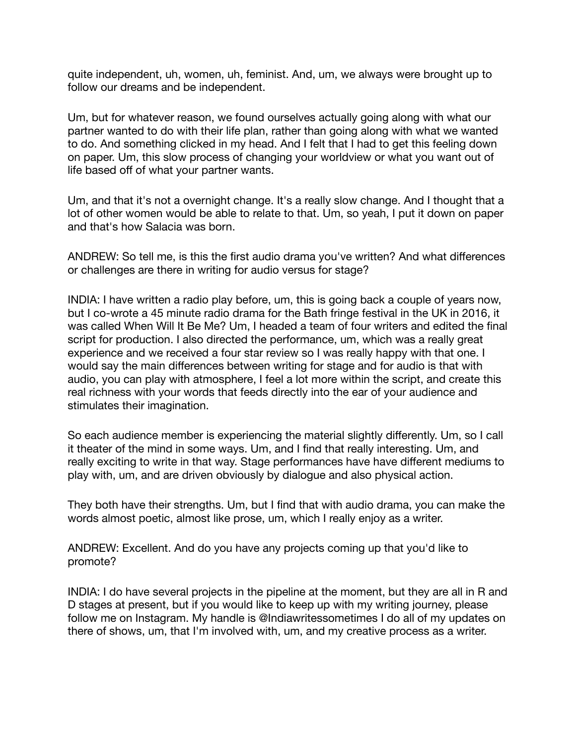quite independent, uh, women, uh, feminist. And, um, we always were brought up to follow our dreams and be independent.

Um, but for whatever reason, we found ourselves actually going along with what our partner wanted to do with their life plan, rather than going along with what we wanted to do. And something clicked in my head. And I felt that I had to get this feeling down on paper. Um, this slow process of changing your worldview or what you want out of life based off of what your partner wants.

Um, and that it's not a overnight change. It's a really slow change. And I thought that a lot of other women would be able to relate to that. Um, so yeah, I put it down on paper and that's how Salacia was born.

ANDREW: So tell me, is this the first audio drama you've written? And what differences or challenges are there in writing for audio versus for stage?

INDIA: I have written a radio play before, um, this is going back a couple of years now, but I co-wrote a 45 minute radio drama for the Bath fringe festival in the UK in 2016, it was called When Will It Be Me? Um, I headed a team of four writers and edited the final script for production. I also directed the performance, um, which was a really great experience and we received a four star review so I was really happy with that one. I would say the main differences between writing for stage and for audio is that with audio, you can play with atmosphere, I feel a lot more within the script, and create this real richness with your words that feeds directly into the ear of your audience and stimulates their imagination.

So each audience member is experiencing the material slightly differently. Um, so I call it theater of the mind in some ways. Um, and I find that really interesting. Um, and really exciting to write in that way. Stage performances have have different mediums to play with, um, and are driven obviously by dialogue and also physical action.

They both have their strengths. Um, but I find that with audio drama, you can make the words almost poetic, almost like prose, um, which I really enjoy as a writer.

ANDREW: Excellent. And do you have any projects coming up that you'd like to promote?

INDIA: I do have several projects in the pipeline at the moment, but they are all in R and D stages at present, but if you would like to keep up with my writing journey, please follow me on Instagram. My handle is @Indiawritessometimes I do all of my updates on there of shows, um, that I'm involved with, um, and my creative process as a writer.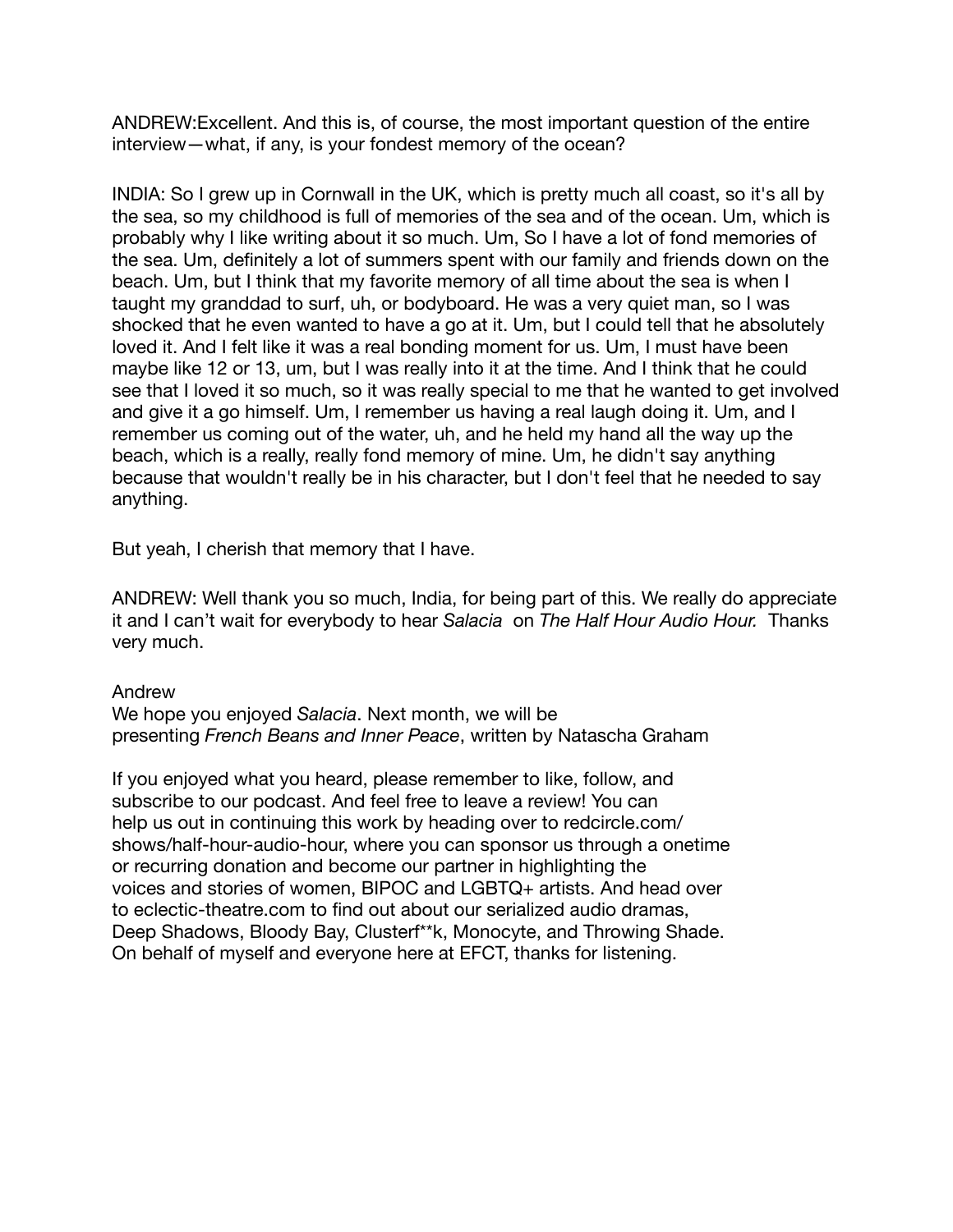ANDREW:Excellent. And this is, of course, the most important question of the entire interview—what, if any, is your fondest memory of the ocean?

INDIA: So I grew up in Cornwall in the UK, which is pretty much all coast, so it's all by the sea, so my childhood is full of memories of the sea and of the ocean. Um, which is probably why I like writing about it so much. Um, So I have a lot of fond memories of the sea. Um, definitely a lot of summers spent with our family and friends down on the beach. Um, but I think that my favorite memory of all time about the sea is when I taught my granddad to surf, uh, or bodyboard. He was a very quiet man, so I was shocked that he even wanted to have a go at it. Um, but I could tell that he absolutely loved it. And I felt like it was a real bonding moment for us. Um, I must have been maybe like 12 or 13, um, but I was really into it at the time. And I think that he could see that I loved it so much, so it was really special to me that he wanted to get involved and give it a go himself. Um, I remember us having a real laugh doing it. Um, and I remember us coming out of the water, uh, and he held my hand all the way up the beach, which is a really, really fond memory of mine. Um, he didn't say anything because that wouldn't really be in his character, but I don't feel that he needed to say anything.

But yeah, I cherish that memory that I have.

ANDREW: Well thank you so much, India, for being part of this. We really do appreciate it and I can't wait for everybody to hear *Salacia* on *The Half Hour Audio Hour.* Thanks very much.

Andrew
We hope you enjoyed *Salacia*. Next month, we will be presenting *French Beans and Inner Peace*, written by Natascha Graham

If you enjoyed what you heard, please remember to like, follow, and subscribe to our podcast. And feel free to leave a review! You can help us out in continuing this work by heading over to redcircle.com/shows/half-hour-audio-hour, where you can sponsor us through a onetime or recurring donation and become our partner in highlighting the voices and stories of women, BIPOC and LGBTQ+ artists. And head over to eclectic-theatre.com to find out about our serialized audio dramas, Deep Shadows, Bloody Bay, Clusterf**k, Monocyte, and Throwing Shade. On behalf of myself and everyone here at EFCT, thanks for listening.